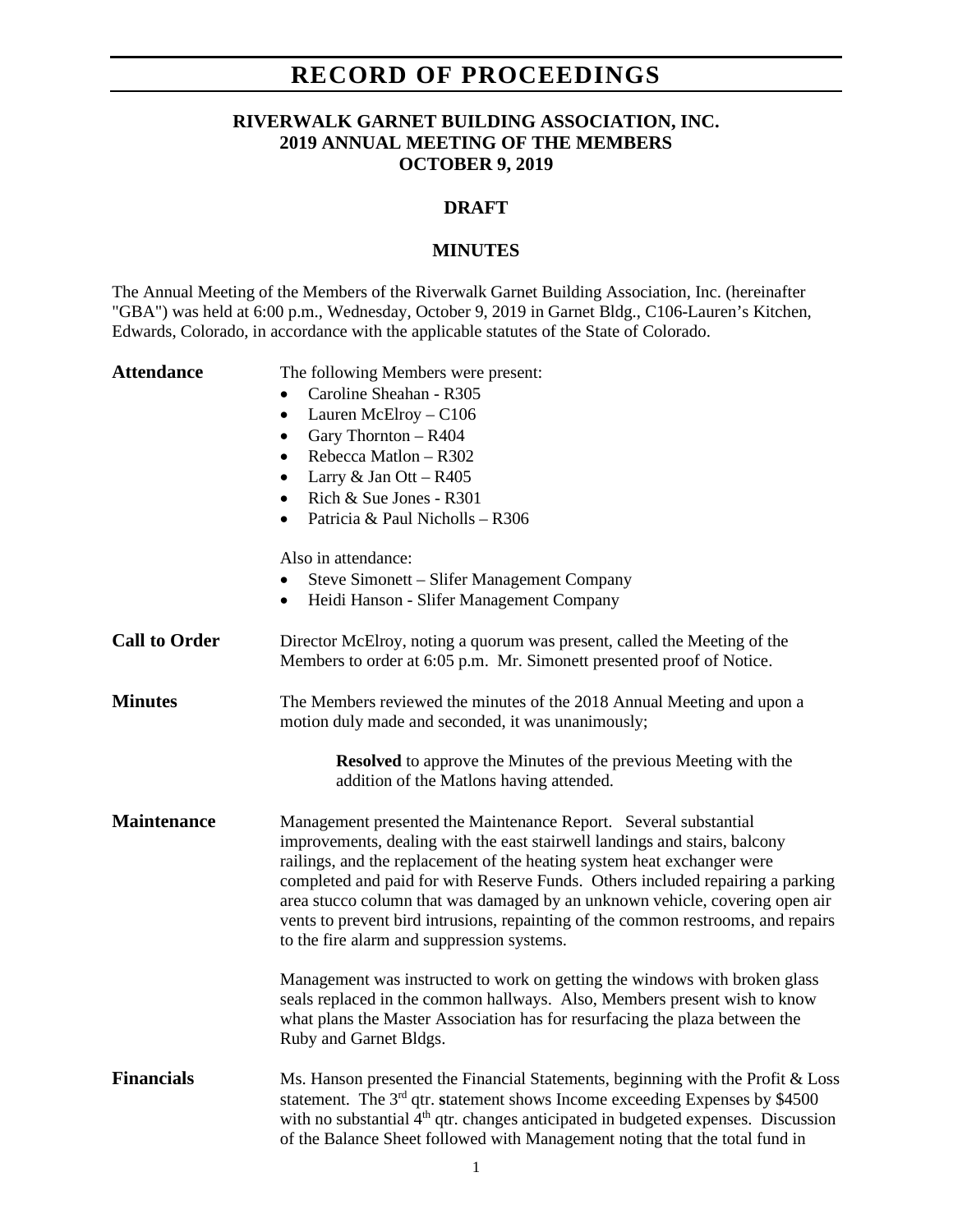# RECORD OF PROCEEDINGS

## RIVERWALK GARNET BUILDING ASSOCIATION, INC.
## 2019 ANNUAL MEETING OF THE MEMBERS
## OCTOBER 9, 2019

### DRAFT

### MINUTES

The Annual Meeting of the Members of the Riverwalk Garnet Building Association, Inc. (hereinafter "GBA") was held at 6:00 p.m., Wednesday, October 9, 2019 in Garnet Bldg., C106-Lauren's Kitchen, Edwards, Colorado, in accordance with the applicable statutes of the State of Colorado.

**Attendance**

The following Members were present:

- Caroline Sheahan - R305
- Lauren McElroy – C106
- Gary Thornton – R404
- Rebecca Matlon – R302
- Larry & Jan Ott – R405
- Rich & Sue Jones - R301
- Patricia & Paul Nicholls – R306

Also in attendance:

- Steve Simonett – Slifer Management Company
- Heidi Hanson - Slifer Management Company

**Call to Order**

Director McElroy, noting a quorum was present, called the Meeting of the Members to order at 6:05 p.m. Mr. Simonett presented proof of Notice.

**Minutes**

The Members reviewed the minutes of the 2018 Annual Meeting and upon a motion duly made and seconded, it was unanimously;

> **Resolved** to approve the Minutes of the previous Meeting with the addition of the Matlons having attended.

**Maintenance**

Management presented the Maintenance Report. Several substantial improvements, dealing with the east stairwell landings and stairs, balcony railings, and the replacement of the heating system heat exchanger were completed and paid for with Reserve Funds. Others included repairing a parking area stucco column that was damaged by an unknown vehicle, covering open air vents to prevent bird intrusions, repainting of the common restrooms, and repairs to the fire alarm and suppression systems.

Management was instructed to work on getting the windows with broken glass seals replaced in the common hallways. Also, Members present wish to know what plans the Master Association has for resurfacing the plaza between the Ruby and Garnet Bldgs.

**Financials**

Ms. Hanson presented the Financial Statements, beginning with the Profit & Loss statement. The 3rd qtr. **s**tatement shows Income exceeding Expenses by $4500 with no substantial 4th qtr. changes anticipated in budgeted expenses. Discussion of the Balance Sheet followed with Management noting that the total fund in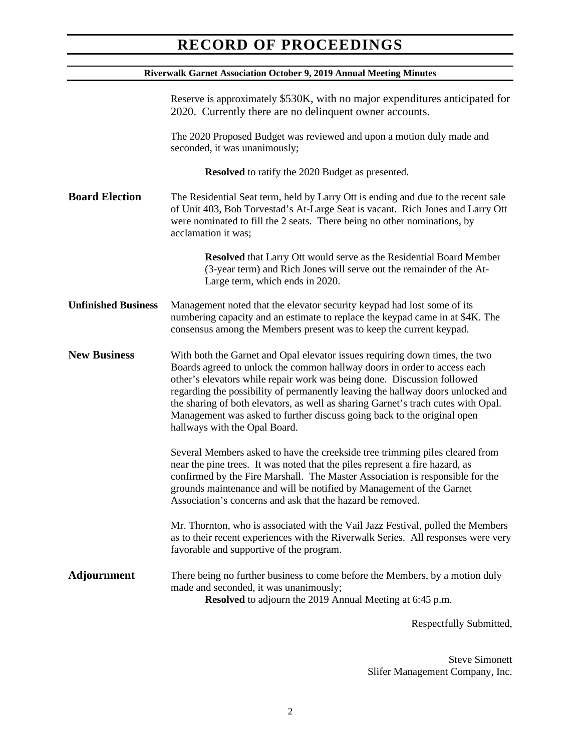# RECORD OF PROCEEDINGS

**Riverwalk Garnet Association October 9, 2019 Annual Meeting Minutes**

Reserve is approximately $530K, with no major expenditures anticipated for 2020. Currently there are no delinquent owner accounts.

The 2020 Proposed Budget was reviewed and upon a motion duly made and seconded, it was unanimously;

**Resolved** to ratify the 2020 Budget as presented.

## Board Election

The Residential Seat term, held by Larry Ott is ending and due to the recent sale of Unit 403, Bob Torvestad's At-Large Seat is vacant. Rich Jones and Larry Ott were nominated to fill the 2 seats. There being no other nominations, by acclamation it was;

**Resolved** that Larry Ott would serve as the Residential Board Member (3-year term) and Rich Jones will serve out the remainder of the At-Large term, which ends in 2020.

## Unfinished Business

Management noted that the elevator security keypad had lost some of its numbering capacity and an estimate to replace the keypad came in at $4K. The consensus among the Members present was to keep the current keypad.

## New Business

With both the Garnet and Opal elevator issues requiring down times, the two Boards agreed to unlock the common hallway doors in order to access each other's elevators while repair work was being done. Discussion followed regarding the possibility of permanently leaving the hallway doors unlocked and the sharing of both elevators, as well as sharing Garnet's trach cutes with Opal. Management was asked to further discuss going back to the original open hallways with the Opal Board.

Several Members asked to have the creekside tree trimming piles cleared from near the pine trees. It was noted that the piles represent a fire hazard, as confirmed by the Fire Marshall. The Master Association is responsible for the grounds maintenance and will be notified by Management of the Garnet Association's concerns and ask that the hazard be removed.

Mr. Thornton, who is associated with the Vail Jazz Festival, polled the Members as to their recent experiences with the Riverwalk Series. All responses were very favorable and supportive of the program.

## Adjournment

There being no further business to come before the Members, by a motion duly made and seconded, it was unanimously;

**Resolved** to adjourn the 2019 Annual Meeting at 6:45 p.m.

Respectfully Submitted,

Steve Simonett
Slifer Management Company, Inc.